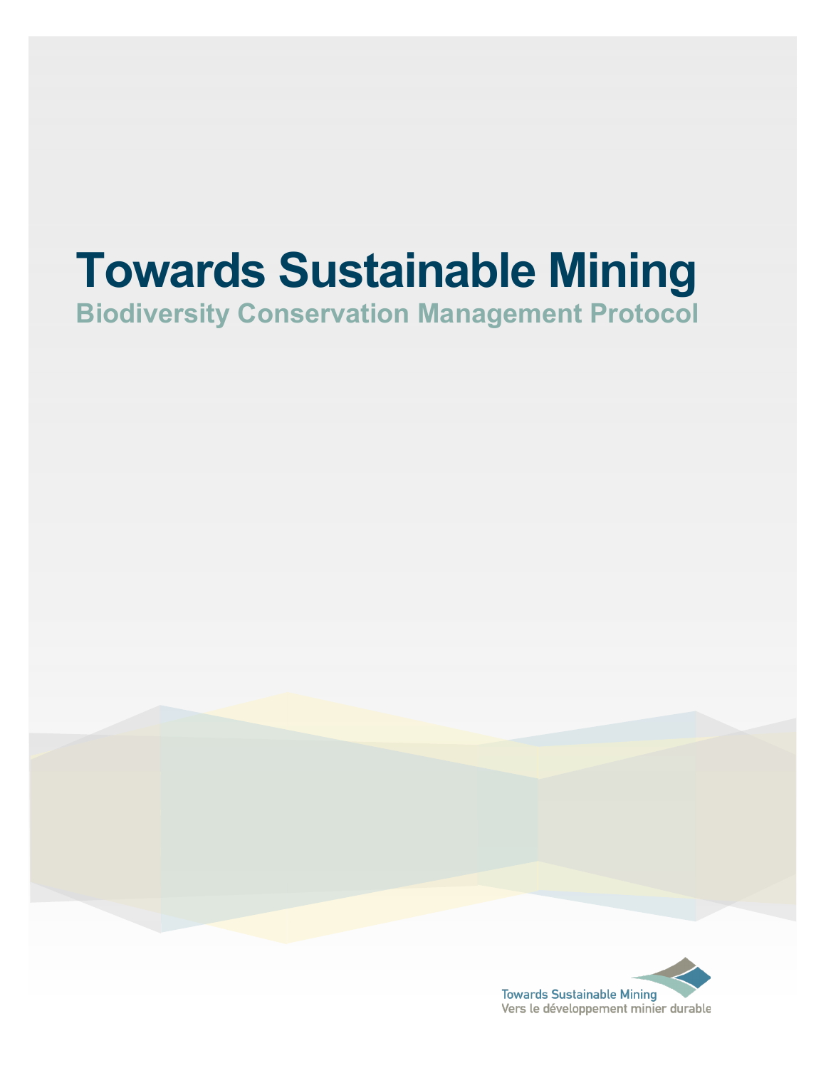# Towards Sustainable Mining

## Biodiversity Conservation Management Protocol

Towards Sustainable Mining
Vers le développement minier durable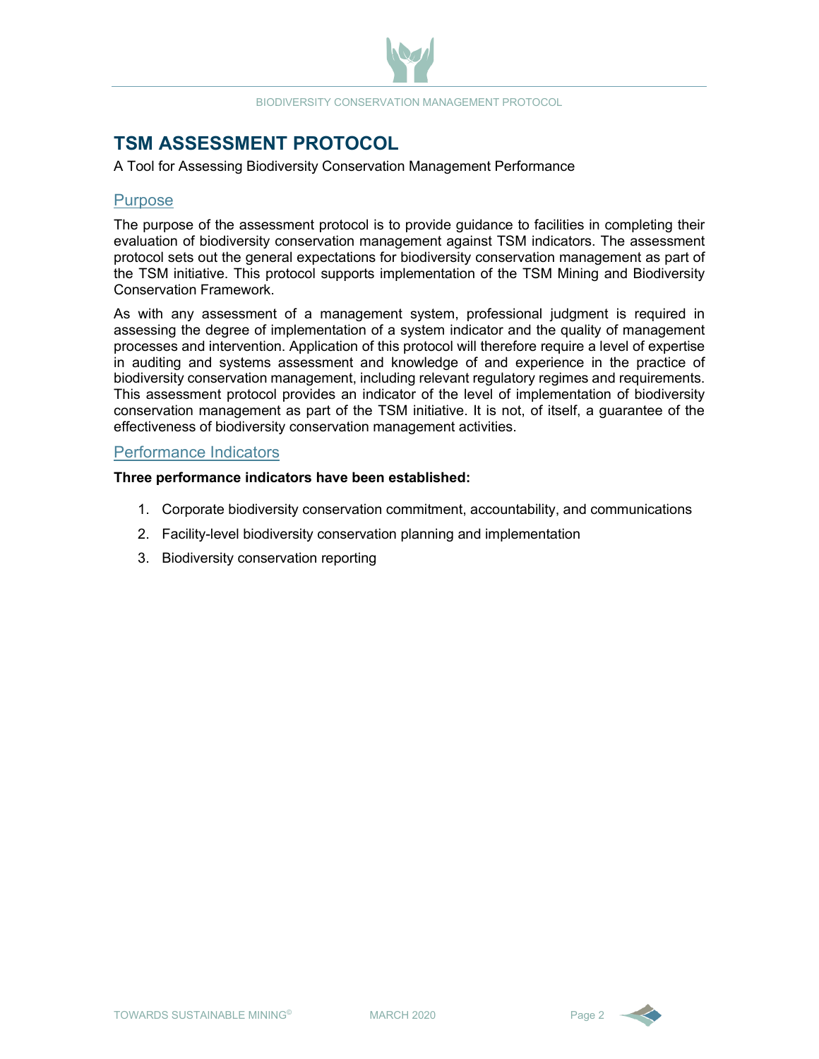# TSM ASSESSMENT PROTOCOL

A Tool for Assessing Biodiversity Conservation Management Performance

## Purpose

The purpose of the assessment protocol is to provide guidance to facilities in completing their evaluation of biodiversity conservation management against TSM indicators. The assessment protocol sets out the general expectations for biodiversity conservation management as part of the TSM initiative. This protocol supports implementation of the TSM Mining and Biodiversity Conservation Framework.

As with any assessment of a management system, professional judgment is required in assessing the degree of implementation of a system indicator and the quality of management processes and intervention. Application of this protocol will therefore require a level of expertise in auditing and systems assessment and knowledge of and experience in the practice of biodiversity conservation management, including relevant regulatory regimes and requirements. This assessment protocol provides an indicator of the level of implementation of biodiversity conservation management as part of the TSM initiative. It is not, of itself, a guarantee of the effectiveness of biodiversity conservation management activities.

## Performance Indicators

**Three performance indicators have been established:**

1. Corporate biodiversity conservation commitment, accountability, and communications
2. Facility-level biodiversity conservation planning and implementation
3. Biodiversity conservation reporting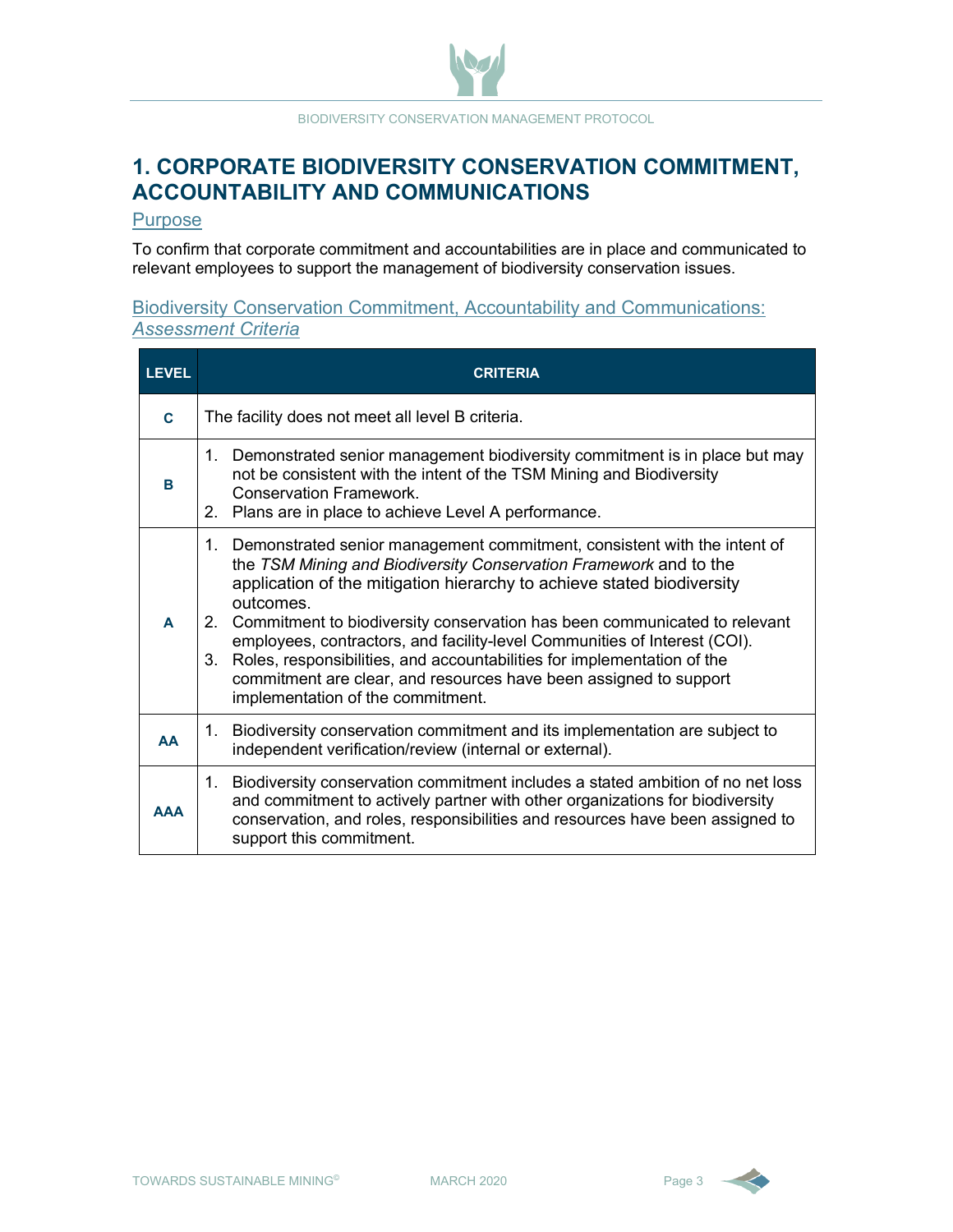# 1. CORPORATE BIODIVERSITY CONSERVATION COMMITMENT, ACCOUNTABILITY AND COMMUNICATIONS

## Purpose

To confirm that corporate commitment and accountabilities are in place and communicated to relevant employees to support the management of biodiversity conservation issues.

## Biodiversity Conservation Commitment, Accountability and Communications: *Assessment Criteria*

| LEVEL | CRITERIA |
|---|---|
| **C** | The facility does not meet all level B criteria. |
| **B** | 1. Demonstrated senior management biodiversity commitment is in place but may not be consistent with the intent of the TSM Mining and Biodiversity Conservation Framework.<br>2. Plans are in place to achieve Level A performance. |
| **A** | 1. Demonstrated senior management commitment, consistent with the intent of the *TSM Mining and Biodiversity Conservation Framework* and to the application of the mitigation hierarchy to achieve stated biodiversity outcomes.<br>2. Commitment to biodiversity conservation has been communicated to relevant employees, contractors, and facility-level Communities of Interest (COI).<br>3. Roles, responsibilities, and accountabilities for implementation of the commitment are clear, and resources have been assigned to support implementation of the commitment. |
| **AA** | 1. Biodiversity conservation commitment and its implementation are subject to independent verification/review (internal or external). |
| **AAA** | 1. Biodiversity conservation commitment includes a stated ambition of no net loss and commitment to actively partner with other organizations for biodiversity conservation, and roles, responsibilities and resources have been assigned to support this commitment. |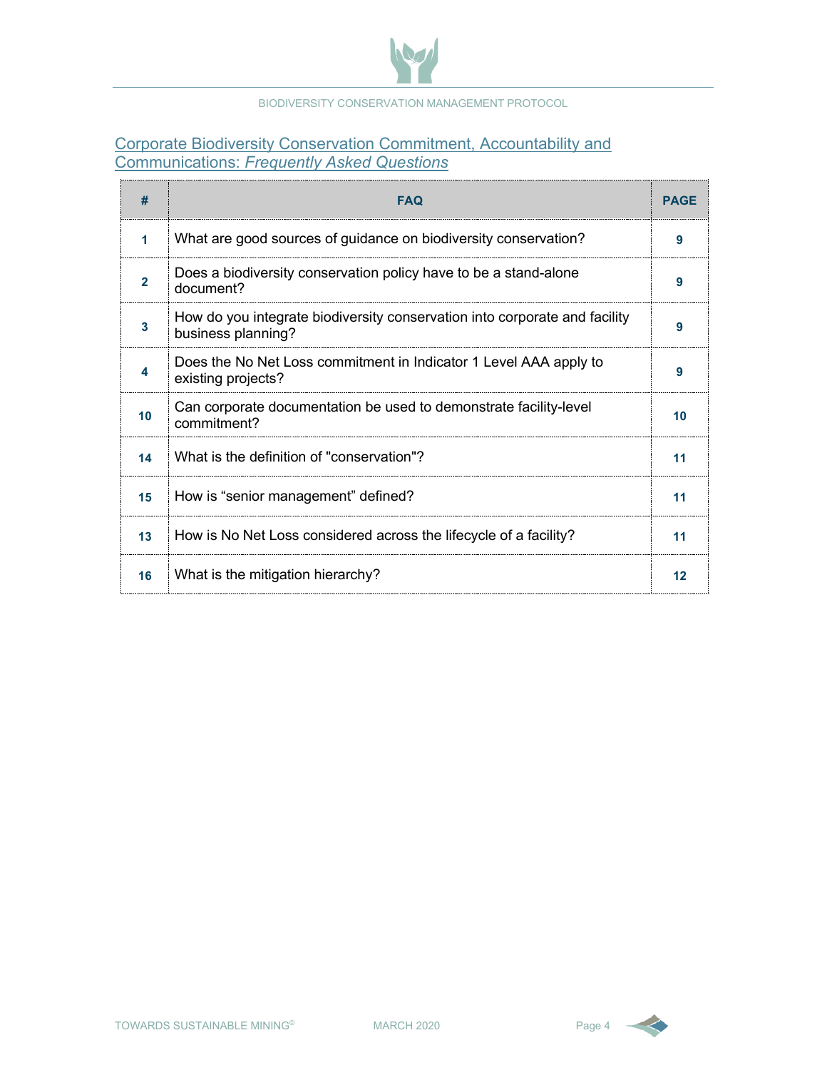## Corporate Biodiversity Conservation Commitment, Accountability and Communications: *Frequently Asked Questions*

| # | FAQ | PAGE |
|---|---|---|
| 1 | What are good sources of guidance on biodiversity conservation? | 9 |
| 2 | Does a biodiversity conservation policy have to be a stand-alone document? | 9 |
| 3 | How do you integrate biodiversity conservation into corporate and facility business planning? | 9 |
| 4 | Does the No Net Loss commitment in Indicator 1 Level AAA apply to existing projects? | 9 |
| 10 | Can corporate documentation be used to demonstrate facility-level commitment? | 10 |
| 14 | What is the definition of "conservation"? | 11 |
| 15 | How is “senior management” defined? | 11 |
| 13 | How is No Net Loss considered across the lifecycle of a facility? | 11 |
| 16 | What is the mitigation hierarchy? | 12 |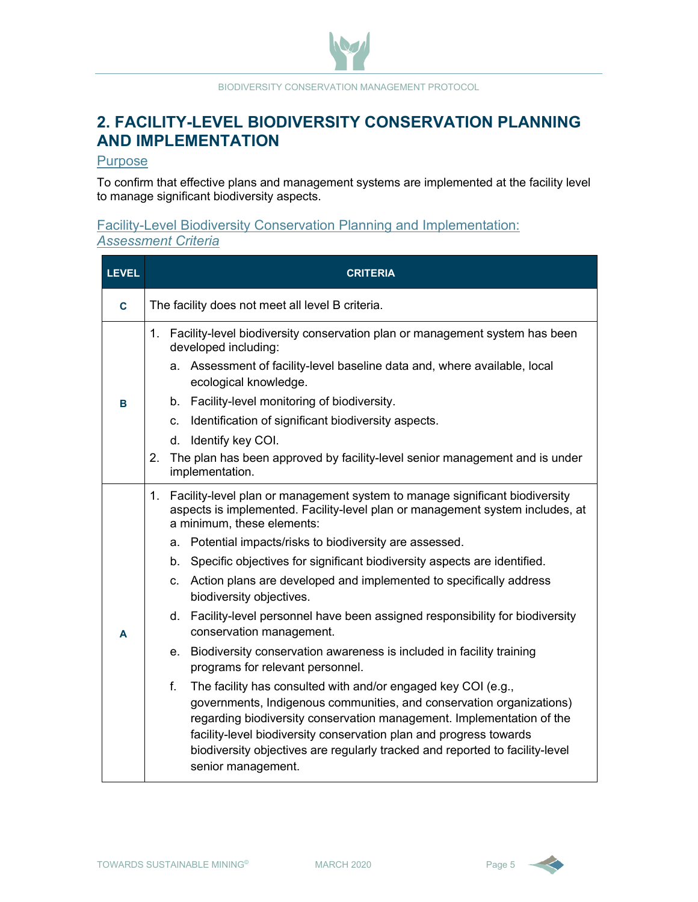## 2. FACILITY-LEVEL BIODIVERSITY CONSERVATION PLANNING AND IMPLEMENTATION

### Purpose

To confirm that effective plans and management systems are implemented at the facility level to manage significant biodiversity aspects.

### Facility-Level Biodiversity Conservation Planning and Implementation: *Assessment Criteria*

| LEVEL | CRITERIA |
|---|---|
| **C** | The facility does not meet all level B criteria. |
| **B** | 1. Facility-level biodiversity conservation plan or management system has been developed including:<br>a. Assessment of facility-level baseline data and, where available, local ecological knowledge.<br>b. Facility-level monitoring of biodiversity.<br>c. Identification of significant biodiversity aspects.<br>d. Identify key COI.<br>2. The plan has been approved by facility-level senior management and is under implementation. |
| **A** | 1. Facility-level plan or management system to manage significant biodiversity aspects is implemented. Facility-level plan or management system includes, at a minimum, these elements:<br>a. Potential impacts/risks to biodiversity are assessed.<br>b. Specific objectives for significant biodiversity aspects are identified.<br>c. Action plans are developed and implemented to specifically address biodiversity objectives.<br>d. Facility-level personnel have been assigned responsibility for biodiversity conservation management.<br>e. Biodiversity conservation awareness is included in facility training programs for relevant personnel.<br>f. The facility has consulted with and/or engaged key COI (e.g., governments, Indigenous communities, and conservation organizations) regarding biodiversity conservation management. Implementation of the facility-level biodiversity conservation plan and progress towards biodiversity objectives are regularly tracked and reported to facility-level senior management. |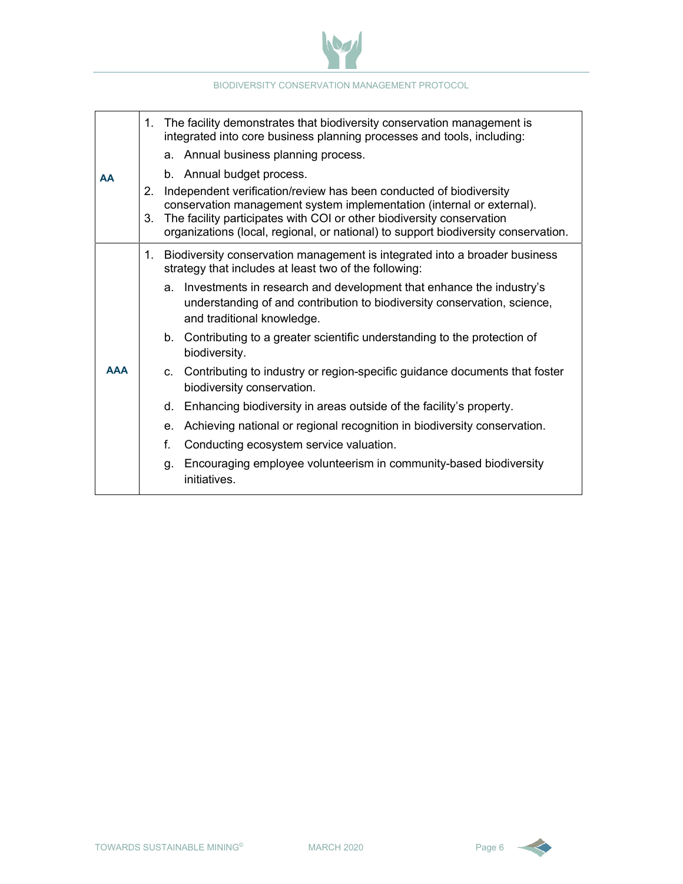| | |
|---|---|
| **AA** | 1. The facility demonstrates that biodiversity conservation management is integrated into core business planning processes and tools, including:<br>a. Annual business planning process.<br>b. Annual budget process.<br>2. Independent verification/review has been conducted of biodiversity conservation management system implementation (internal or external).<br>3. The facility participates with COI or other biodiversity conservation organizations (local, regional, or national) to support biodiversity conservation. |
| **AAA** | 1. Biodiversity conservation management is integrated into a broader business strategy that includes at least two of the following:<br>a. Investments in research and development that enhance the industry's understanding of and contribution to biodiversity conservation, science, and traditional knowledge.<br>b. Contributing to a greater scientific understanding to the protection of biodiversity.<br>c. Contributing to industry or region-specific guidance documents that foster biodiversity conservation.<br>d. Enhancing biodiversity in areas outside of the facility's property.<br>e. Achieving national or regional recognition in biodiversity conservation.<br>f. Conducting ecosystem service valuation.<br>g. Encouraging employee volunteerism in community-based biodiversity initiatives. |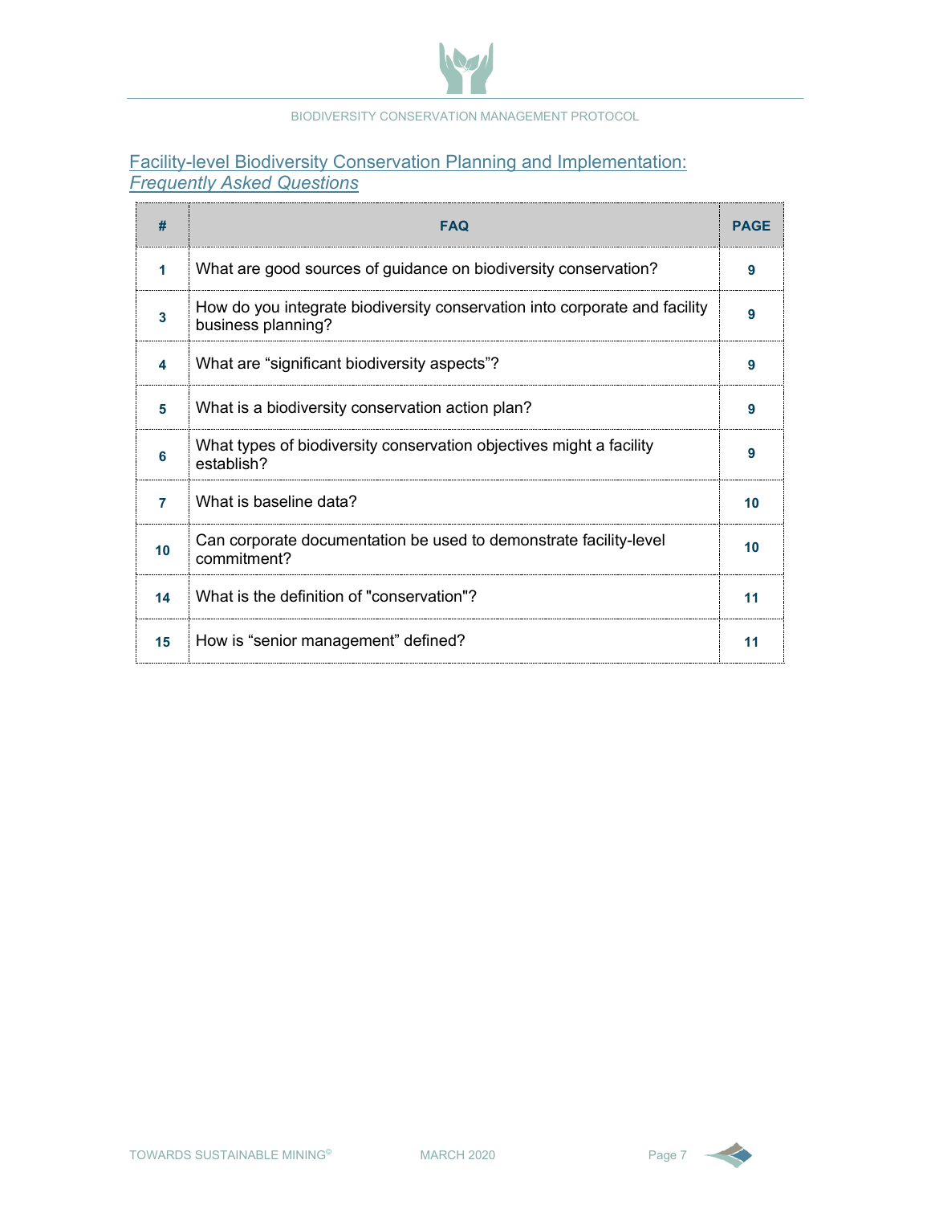## Facility-level Biodiversity Conservation Planning and Implementation: *Frequently Asked Questions*

| # | FAQ | PAGE |
|---|---|---|
| 1 | What are good sources of guidance on biodiversity conservation? | 9 |
| 3 | How do you integrate biodiversity conservation into corporate and facility business planning? | 9 |
| 4 | What are "significant biodiversity aspects"? | 9 |
| 5 | What is a biodiversity conservation action plan? | 9 |
| 6 | What types of biodiversity conservation objectives might a facility establish? | 9 |
| 7 | What is baseline data? | 10 |
| 10 | Can corporate documentation be used to demonstrate facility-level commitment? | 10 |
| 14 | What is the definition of "conservation"? | 11 |
| 15 | How is "senior management" defined? | 11 |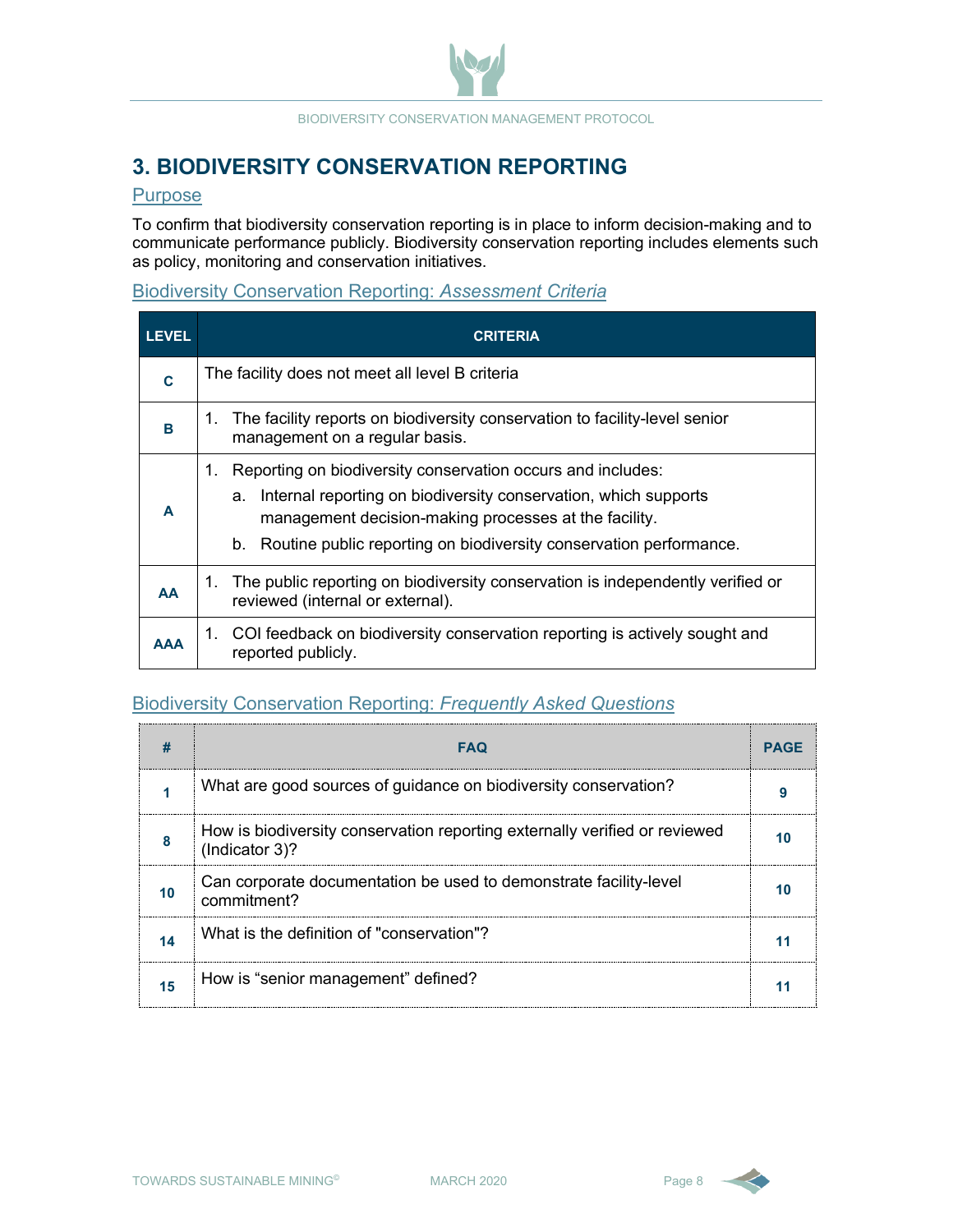## 3. BIODIVERSITY CONSERVATION REPORTING

### Purpose

To confirm that biodiversity conservation reporting is in place to inform decision-making and to communicate performance publicly. Biodiversity conservation reporting includes elements such as policy, monitoring and conservation initiatives.

### Biodiversity Conservation Reporting: *Assessment Criteria*

| LEVEL | CRITERIA |
|---|---|
| **C** | The facility does not meet all level B criteria |
| **B** | 1. The facility reports on biodiversity conservation to facility-level senior management on a regular basis. |
| **A** | 1. Reporting on biodiversity conservation occurs and includes:<br>a. Internal reporting on biodiversity conservation, which supports management decision-making processes at the facility.<br>b. Routine public reporting on biodiversity conservation performance. |
| **AA** | 1. The public reporting on biodiversity conservation is independently verified or reviewed (internal or external). |
| **AAA** | 1. COI feedback on biodiversity conservation reporting is actively sought and reported publicly. |

### Biodiversity Conservation Reporting: *Frequently Asked Questions*

| # | FAQ | PAGE |
|---|---|---|
| **1** | What are good sources of guidance on biodiversity conservation? | **9** |
| **8** | How is biodiversity conservation reporting externally verified or reviewed (Indicator 3)? | **10** |
| **10** | Can corporate documentation be used to demonstrate facility-level commitment? | **10** |
| **14** | What is the definition of "conservation"? | **11** |
| **15** | How is “senior management” defined? | **11** |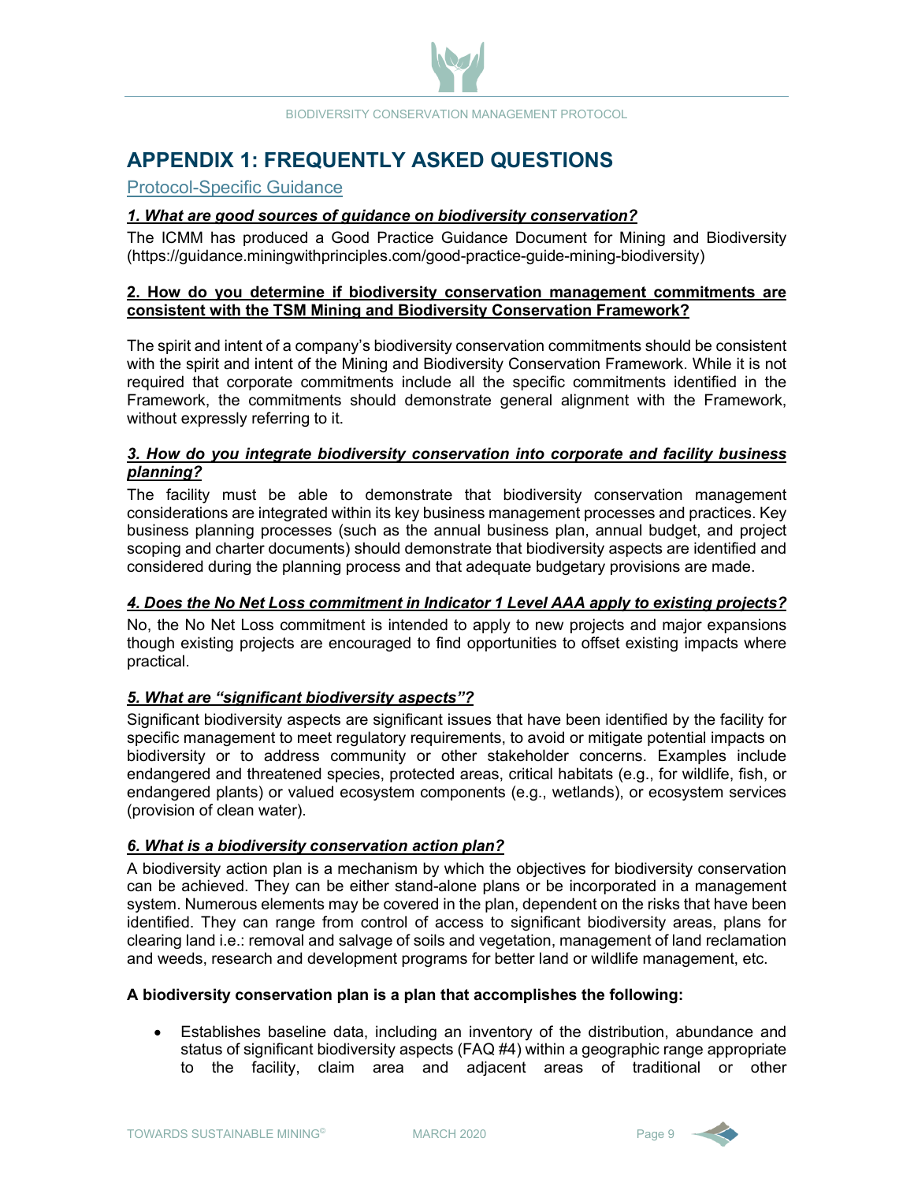# APPENDIX 1: FREQUENTLY ASKED QUESTIONS

## Protocol-Specific Guidance

***1. What are good sources of guidance on biodiversity conservation?***

The ICMM has produced a Good Practice Guidance Document for Mining and Biodiversity (https://guidance.miningwithprinciples.com/good-practice-guide-mining-biodiversity)

**2. How do you determine if biodiversity conservation management commitments are consistent with the TSM Mining and Biodiversity Conservation Framework?**

The spirit and intent of a company's biodiversity conservation commitments should be consistent with the spirit and intent of the Mining and Biodiversity Conservation Framework. While it is not required that corporate commitments include all the specific commitments identified in the Framework, the commitments should demonstrate general alignment with the Framework, without expressly referring to it.

***3. How do you integrate biodiversity conservation into corporate and facility business planning?***

The facility must be able to demonstrate that biodiversity conservation management considerations are integrated within its key business management processes and practices. Key business planning processes (such as the annual business plan, annual budget, and project scoping and charter documents) should demonstrate that biodiversity aspects are identified and considered during the planning process and that adequate budgetary provisions are made.

***4. Does the No Net Loss commitment in Indicator 1 Level AAA apply to existing projects?***

No, the No Net Loss commitment is intended to apply to new projects and major expansions though existing projects are encouraged to find opportunities to offset existing impacts where practical.

***5. What are "significant biodiversity aspects"?***

Significant biodiversity aspects are significant issues that have been identified by the facility for specific management to meet regulatory requirements, to avoid or mitigate potential impacts on biodiversity or to address community or other stakeholder concerns. Examples include endangered and threatened species, protected areas, critical habitats (e.g., for wildlife, fish, or endangered plants) or valued ecosystem components (e.g., wetlands), or ecosystem services (provision of clean water).

***6. What is a biodiversity conservation action plan?***

A biodiversity action plan is a mechanism by which the objectives for biodiversity conservation can be achieved. They can be either stand-alone plans or be incorporated in a management system. Numerous elements may be covered in the plan, dependent on the risks that have been identified. They can range from control of access to significant biodiversity areas, plans for clearing land i.e.: removal and salvage of soils and vegetation, management of land reclamation and weeds, research and development programs for better land or wildlife management, etc.

**A biodiversity conservation plan is a plan that accomplishes the following:**

- Establishes baseline data, including an inventory of the distribution, abundance and status of significant biodiversity aspects (FAQ #4) within a geographic range appropriate to the facility, claim area and adjacent areas of traditional or other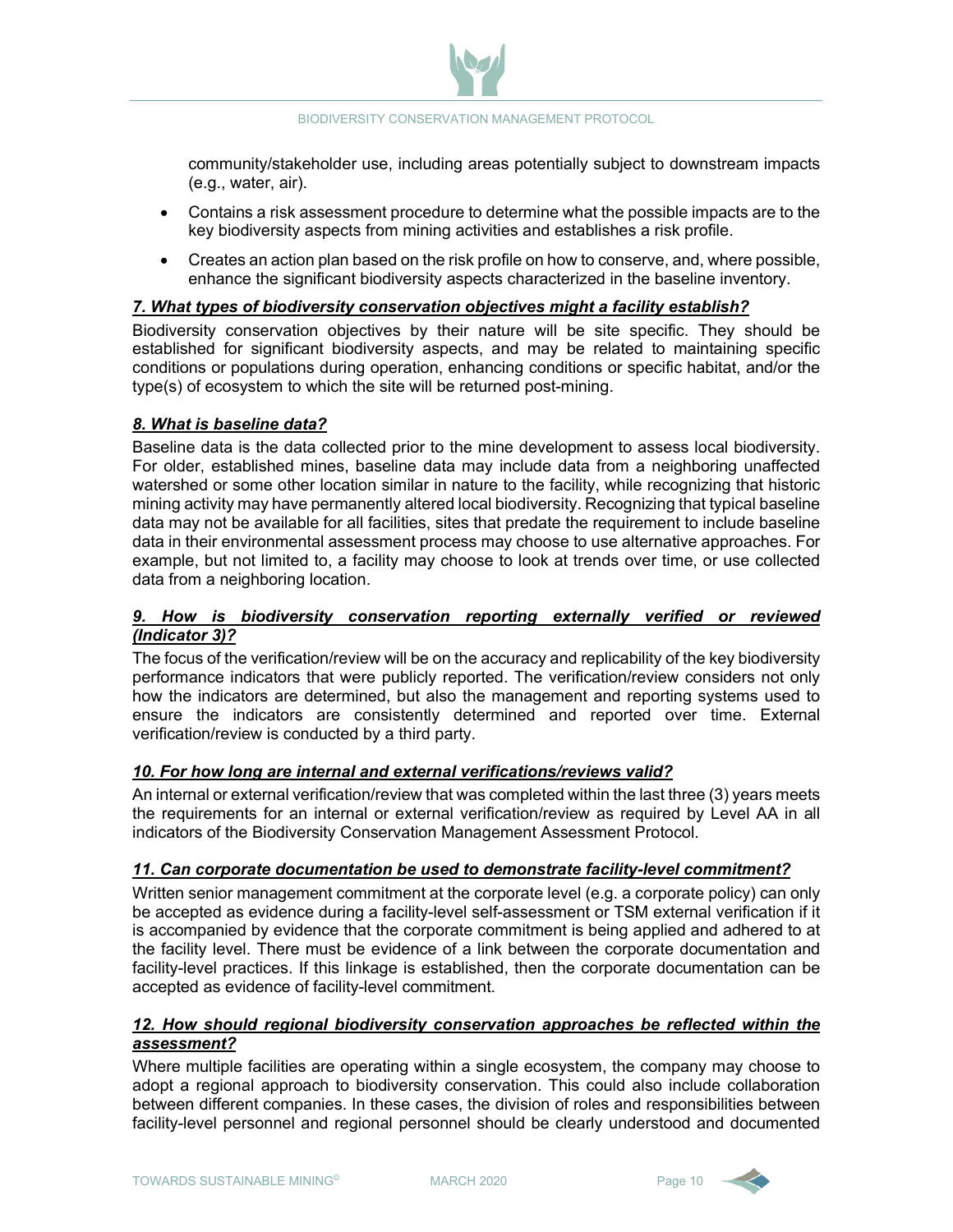community/stakeholder use, including areas potentially subject to downstream impacts (e.g., water, air).

- Contains a risk assessment procedure to determine what the possible impacts are to the key biodiversity aspects from mining activities and establishes a risk profile.
- Creates an action plan based on the risk profile on how to conserve, and, where possible, enhance the significant biodiversity aspects characterized in the baseline inventory.

### *7. What types of biodiversity conservation objectives might a facility establish?*

Biodiversity conservation objectives by their nature will be site specific. They should be established for significant biodiversity aspects, and may be related to maintaining specific conditions or populations during operation, enhancing conditions or specific habitat, and/or the type(s) of ecosystem to which the site will be returned post-mining.

### *8. What is baseline data?*

Baseline data is the data collected prior to the mine development to assess local biodiversity. For older, established mines, baseline data may include data from a neighboring unaffected watershed or some other location similar in nature to the facility, while recognizing that historic mining activity may have permanently altered local biodiversity. Recognizing that typical baseline data may not be available for all facilities, sites that predate the requirement to include baseline data in their environmental assessment process may choose to use alternative approaches. For example, but not limited to, a facility may choose to look at trends over time, or use collected data from a neighboring location.

### *9. How is biodiversity conservation reporting externally verified or reviewed (Indicator 3)?*

The focus of the verification/review will be on the accuracy and replicability of the key biodiversity performance indicators that were publicly reported. The verification/review considers not only how the indicators are determined, but also the management and reporting systems used to ensure the indicators are consistently determined and reported over time. External verification/review is conducted by a third party.

### *10. For how long are internal and external verifications/reviews valid?*

An internal or external verification/review that was completed within the last three (3) years meets the requirements for an internal or external verification/review as required by Level AA in all indicators of the Biodiversity Conservation Management Assessment Protocol.

### *11. Can corporate documentation be used to demonstrate facility-level commitment?*

Written senior management commitment at the corporate level (e.g. a corporate policy) can only be accepted as evidence during a facility-level self-assessment or TSM external verification if it is accompanied by evidence that the corporate commitment is being applied and adhered to at the facility level. There must be evidence of a link between the corporate documentation and facility-level practices. If this linkage is established, then the corporate documentation can be accepted as evidence of facility-level commitment.

### *12. How should regional biodiversity conservation approaches be reflected within the assessment?*

Where multiple facilities are operating within a single ecosystem, the company may choose to adopt a regional approach to biodiversity conservation. This could also include collaboration between different companies. In these cases, the division of roles and responsibilities between facility-level personnel and regional personnel should be clearly understood and documented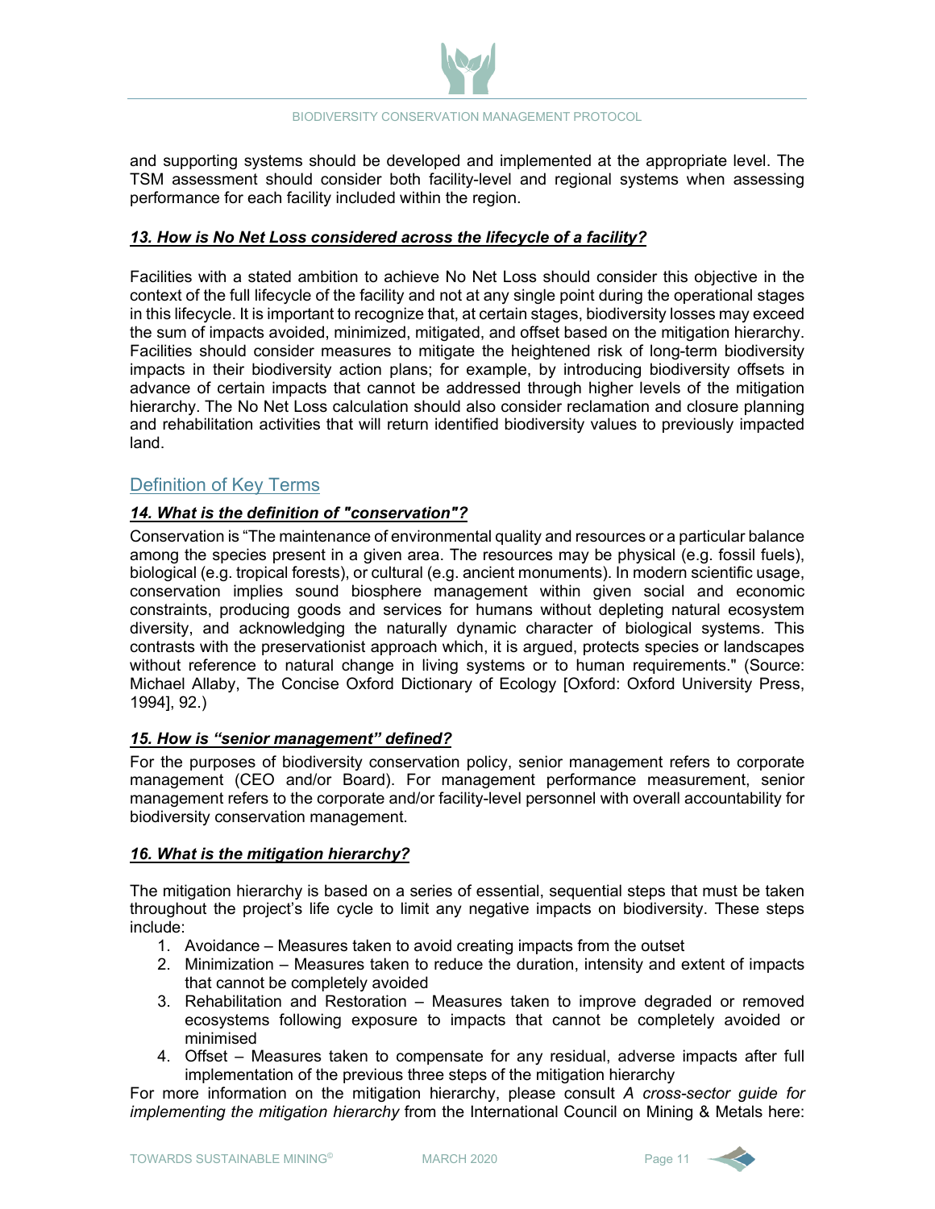and supporting systems should be developed and implemented at the appropriate level. The TSM assessment should consider both facility-level and regional systems when assessing performance for each facility included within the region.

***13. How is No Net Loss considered across the lifecycle of a facility?***

Facilities with a stated ambition to achieve No Net Loss should consider this objective in the context of the full lifecycle of the facility and not at any single point during the operational stages in this lifecycle. It is important to recognize that, at certain stages, biodiversity losses may exceed the sum of impacts avoided, minimized, mitigated, and offset based on the mitigation hierarchy. Facilities should consider measures to mitigate the heightened risk of long-term biodiversity impacts in their biodiversity action plans; for example, by introducing biodiversity offsets in advance of certain impacts that cannot be addressed through higher levels of the mitigation hierarchy. The No Net Loss calculation should also consider reclamation and closure planning and rehabilitation activities that will return identified biodiversity values to previously impacted land.

## Definition of Key Terms

***14. What is the definition of "conservation"?***

Conservation is "The maintenance of environmental quality and resources or a particular balance among the species present in a given area. The resources may be physical (e.g. fossil fuels), biological (e.g. tropical forests), or cultural (e.g. ancient monuments). In modern scientific usage, conservation implies sound biosphere management within given social and economic constraints, producing goods and services for humans without depleting natural ecosystem diversity, and acknowledging the naturally dynamic character of biological systems. This contrasts with the preservationist approach which, it is argued, protects species or landscapes without reference to natural change in living systems or to human requirements." (Source: Michael Allaby, The Concise Oxford Dictionary of Ecology [Oxford: Oxford University Press, 1994], 92.)

***15. How is "senior management" defined?***

For the purposes of biodiversity conservation policy, senior management refers to corporate management (CEO and/or Board). For management performance measurement, senior management refers to the corporate and/or facility-level personnel with overall accountability for biodiversity conservation management.

***16. What is the mitigation hierarchy?***

The mitigation hierarchy is based on a series of essential, sequential steps that must be taken throughout the project's life cycle to limit any negative impacts on biodiversity. These steps include:

1. Avoidance – Measures taken to avoid creating impacts from the outset
2. Minimization – Measures taken to reduce the duration, intensity and extent of impacts that cannot be completely avoided
3. Rehabilitation and Restoration – Measures taken to improve degraded or removed ecosystems following exposure to impacts that cannot be completely avoided or minimised
4. Offset – Measures taken to compensate for any residual, adverse impacts after full implementation of the previous three steps of the mitigation hierarchy

For more information on the mitigation hierarchy, please consult *A cross-sector guide for implementing the mitigation hierarchy* from the International Council on Mining & Metals here: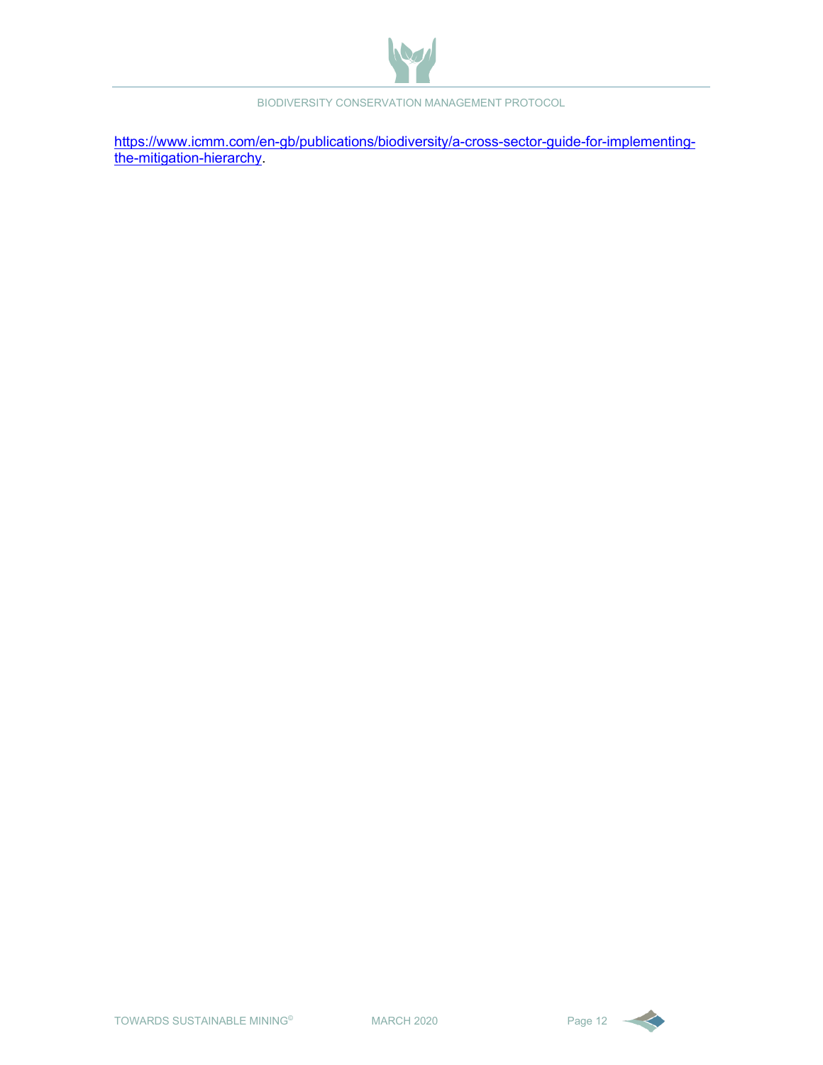https://www.icmm.com/en-gb/publications/biodiversity/a-cross-sector-guide-for-implementing-the-mitigation-hierarchy.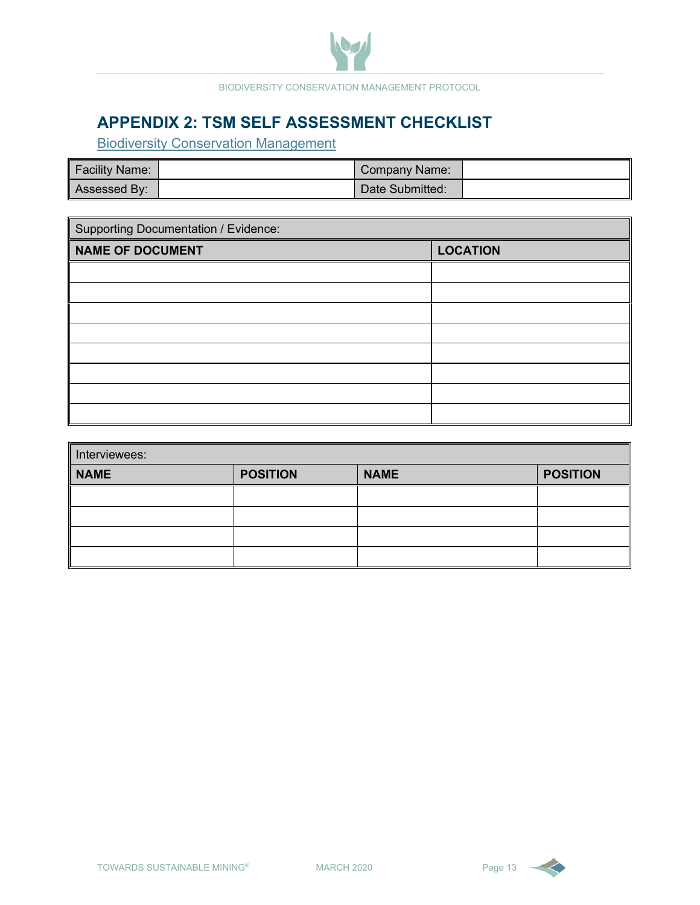## APPENDIX 2: TSM SELF ASSESSMENT CHECKLIST

Biodiversity Conservation Management

| | | | |
|---|---|---|---|
| Facility Name: | | Company Name: | |
| Assessed By: | | Date Submitted: | |

Supporting Documentation / Evidence:

| NAME OF DOCUMENT | LOCATION |
|---|---|
| | |
| | |
| | |
| | |
| | |
| | |
| | |
| | |

Interviewees:

| NAME | POSITION | NAME | POSITION |
|---|---|---|---|
| | | | |
| | | | |
| | | | |
| | | | |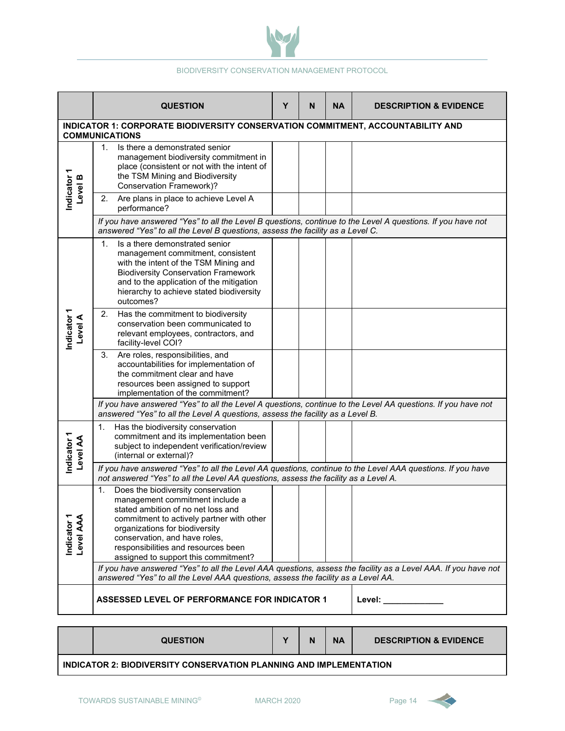| | QUESTION | Y | N | NA | DESCRIPTION & EVIDENCE |
|---|---|---|---|---|---|
| **INDICATOR 1: CORPORATE BIODIVERSITY CONSERVATION COMMITMENT, ACCOUNTABILITY AND COMMUNICATIONS** | | | | | |
| **Indicator 1 Level B** | 1. Is there a demonstrated senior management biodiversity commitment in place (consistent or not with the intent of the TSM Mining and Biodiversity Conservation Framework)? | | | | |
| | 2. Are plans in place to achieve Level A performance? | | | | |
| | *If you have answered "Yes" to all the Level B questions, continue to the Level A questions. If you have not answered "Yes" to all the Level B questions, assess the facility as a Level C.* | | | | |
| **Indicator 1 Level A** | 1. Is a there demonstrated senior management commitment, consistent with the intent of the TSM Mining and Biodiversity Conservation Framework and to the application of the mitigation hierarchy to achieve stated biodiversity outcomes? | | | | |
| | 2. Has the commitment to biodiversity conservation been communicated to relevant employees, contractors, and facility-level COI? | | | | |
| | 3. Are roles, responsibilities, and accountabilities for implementation of the commitment clear and have resources been assigned to support implementation of the commitment? | | | | |
| | *If you have answered "Yes" to all the Level A questions, continue to the Level AA questions. If you have not answered "Yes" to all the Level A questions, assess the facility as a Level B.* | | | | |
| **Indicator 1 Level AA** | 1. Has the biodiversity conservation commitment and its implementation been subject to independent verification/review (internal or external)? | | | | |
| | *If you have answered "Yes" to all the Level AA questions, continue to the Level AAA questions. If you have not answered "Yes" to all the Level AA questions, assess the facility as a Level A.* | | | | |
| **Indicator 1 Level AAA** | 1. Does the biodiversity conservation management commitment include a stated ambition of no net loss and commitment to actively partner with other organizations for biodiversity conservation, and have roles, responsibilities and resources been assigned to support this commitment? | | | | |
| | *If you have answered "Yes" to all the Level AAA questions, assess the facility as a Level AAA. If you have not answered "Yes" to all the Level AAA questions, assess the facility as a Level AA.* | | | | |
| | **ASSESSED LEVEL OF PERFORMANCE FOR INDICATOR 1** | | | | **Level: _____________** |

| | QUESTION | Y | N | NA | DESCRIPTION & EVIDENCE |
|---|---|---|---|---|---|
| **INDICATOR 2: BIODIVERSITY CONSERVATION PLANNING AND IMPLEMENTATION** | | | | | |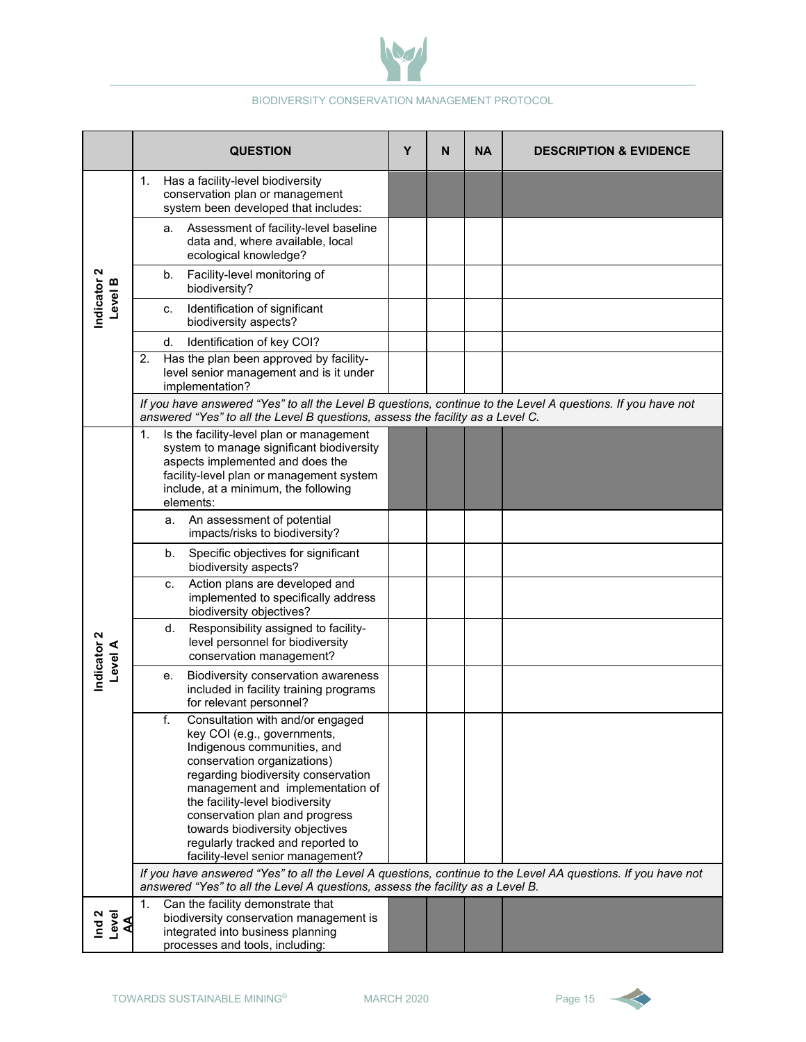| | QUESTION | Y | N | NA | DESCRIPTION & EVIDENCE |
|---|---|---|---|---|---|
| Indicator 2 Level B | 1. Has a facility-level biodiversity conservation plan or management system been developed that includes: | | | | |
| | a. Assessment of facility-level baseline data and, where available, local ecological knowledge? | | | | |
| | b. Facility-level monitoring of biodiversity? | | | | |
| | c. Identification of significant biodiversity aspects? | | | | |
| | d. Identification of key COI? | | | | |
| | 2. Has the plan been approved by facility-level senior management and is it under implementation? | | | | |
| | *If you have answered "Yes" to all the Level B questions, continue to the Level A questions. If you have not answered "Yes" to all the Level B questions, assess the facility as a Level C.* | | | | |
| Indicator 2 Level A | 1. Is the facility-level plan or management system to manage significant biodiversity aspects implemented and does the facility-level plan or management system include, at a minimum, the following elements: | | | | |
| | a. An assessment of potential impacts/risks to biodiversity? | | | | |
| | b. Specific objectives for significant biodiversity aspects? | | | | |
| | c. Action plans are developed and implemented to specifically address biodiversity objectives? | | | | |
| | d. Responsibility assigned to facility-level personnel for biodiversity conservation management? | | | | |
| | e. Biodiversity conservation awareness included in facility training programs for relevant personnel? | | | | |
| | f. Consultation with and/or engaged key COI (e.g., governments, Indigenous communities, and conservation organizations) regarding biodiversity conservation management and implementation of the facility-level biodiversity conservation plan and progress towards biodiversity objectives regularly tracked and reported to facility-level senior management? | | | | |
| | *If you have answered "Yes" to all the Level A questions, continue to the Level AA questions. If you have not answered "Yes" to all the Level A questions, assess the facility as a Level B.* | | | | |
| Ind 2 Level AA | 1. Can the facility demonstrate that biodiversity conservation management is integrated into business planning processes and tools, including: | | | | |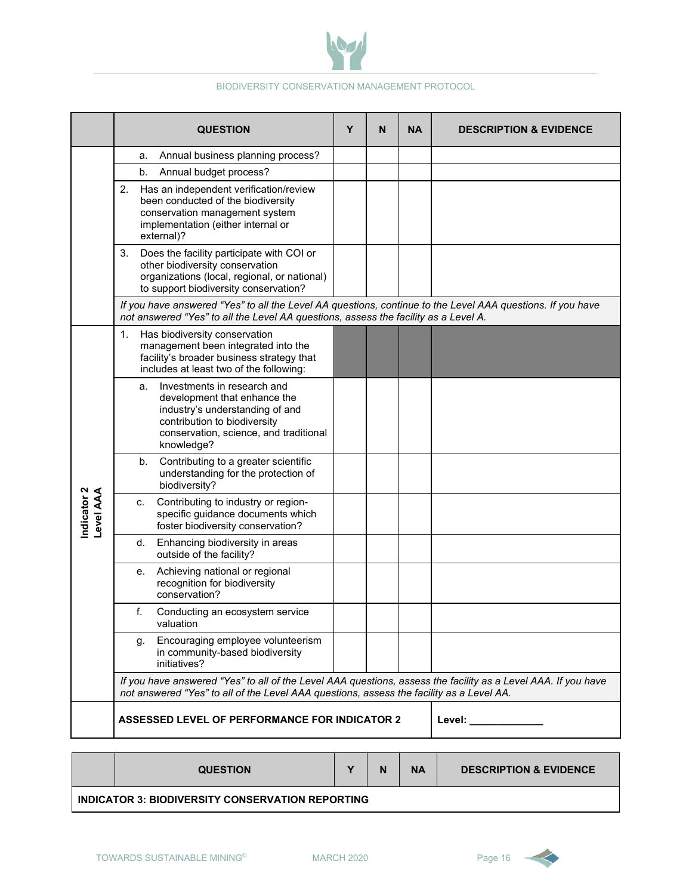| | QUESTION | Y | N | NA | DESCRIPTION & EVIDENCE |
|---|---|---|---|---|---|
| | a. Annual business planning process? | | | | |
| | b. Annual budget process? | | | | |
| | 2. Has an independent verification/review been conducted of the biodiversity conservation management system implementation (either internal or external)? | | | | |
| | 3. Does the facility participate with COI or other biodiversity conservation organizations (local, regional, or national) to support biodiversity conservation? | | | | |
| | *If you have answered "Yes" to all the Level AA questions, continue to the Level AAA questions. If you have not answered "Yes" to all the Level AA questions, assess the facility as a Level A.* | | | | |
| **Indicator 2 Level AAA** | 1. Has biodiversity conservation management been integrated into the facility's broader business strategy that includes at least two of the following: | | | | |
| | a. Investments in research and development that enhance the industry's understanding of and contribution to biodiversity conservation, science, and traditional knowledge? | | | | |
| | b. Contributing to a greater scientific understanding for the protection of biodiversity? | | | | |
| | c. Contributing to industry or region-specific guidance documents which foster biodiversity conservation? | | | | |
| | d. Enhancing biodiversity in areas outside of the facility? | | | | |
| | e. Achieving national or regional recognition for biodiversity conservation? | | | | |
| | f. Conducting an ecosystem service valuation | | | | |
| | g. Encouraging employee volunteerism in community-based biodiversity initiatives? | | | | |
| | *If you have answered "Yes" to all of the Level AAA questions, assess the facility as a Level AAA. If you have not answered "Yes" to all of the Level AAA questions, assess the facility as a Level AA.* | | | | |
| | **ASSESSED LEVEL OF PERFORMANCE FOR INDICATOR 2** | | | | **Level: _____________** |

| | QUESTION | Y | N | NA | DESCRIPTION & EVIDENCE |
|---|---|---|---|---|---|
| **INDICATOR 3: BIODIVERSITY CONSERVATION REPORTING** | | | | | |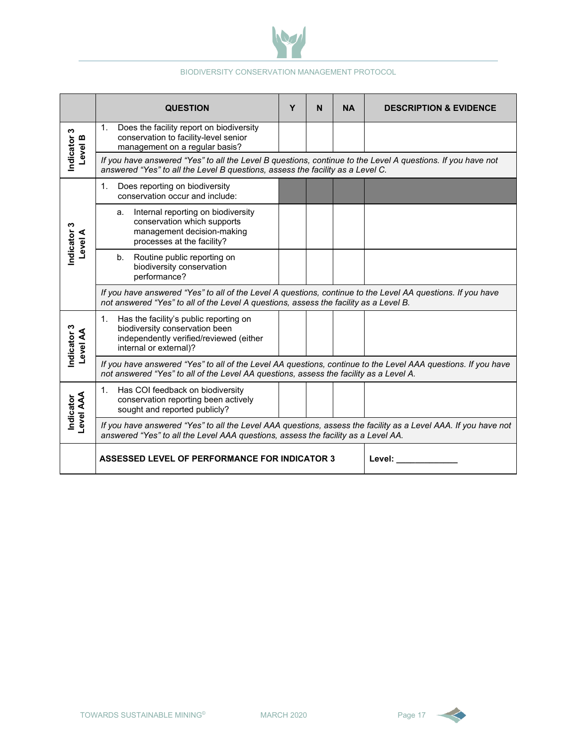| | QUESTION | Y | N | NA | DESCRIPTION & EVIDENCE |
|---|---|---|---|---|---|
| **Indicator 3 Level B** | 1. Does the facility report on biodiversity conservation to facility-level senior management on a regular basis? | | | | |
| | *If you have answered "Yes" to all the Level B questions, continue to the Level A questions. If you have not answered "Yes" to all the Level B questions, assess the facility as a Level C.* | | | | |
| **Indicator 3 Level A** | 1. Does reporting on biodiversity conservation occur and include: | | | | |
| | a. Internal reporting on biodiversity conservation which supports management decision-making processes at the facility? | | | | |
| | b. Routine public reporting on biodiversity conservation performance? | | | | |
| | *If you have answered "Yes" to all of the Level A questions, continue to the Level AA questions. If you have not answered "Yes" to all of the Level A questions, assess the facility as a Level B.* | | | | |
| **Indicator 3 Level AA** | 1. Has the facility's public reporting on biodiversity conservation been independently verified/reviewed (either internal or external)? | | | | |
| | *If you have answered "Yes" to all of the Level AA questions, continue to the Level AAA questions. If you have not answered "Yes" to all of the Level AA questions, assess the facility as a Level A.* | | | | |
| **Indicator Level AAA** | 1. Has COI feedback on biodiversity conservation reporting been actively sought and reported publicly? | | | | |
| | *If you have answered "Yes" to all the Level AAA questions, assess the facility as a Level AAA. If you have not answered "Yes" to all the Level AAA questions, assess the facility as a Level AA.* | | | | |
| | **ASSESSED LEVEL OF PERFORMANCE FOR INDICATOR 3** | | | | **Level:** _____________ |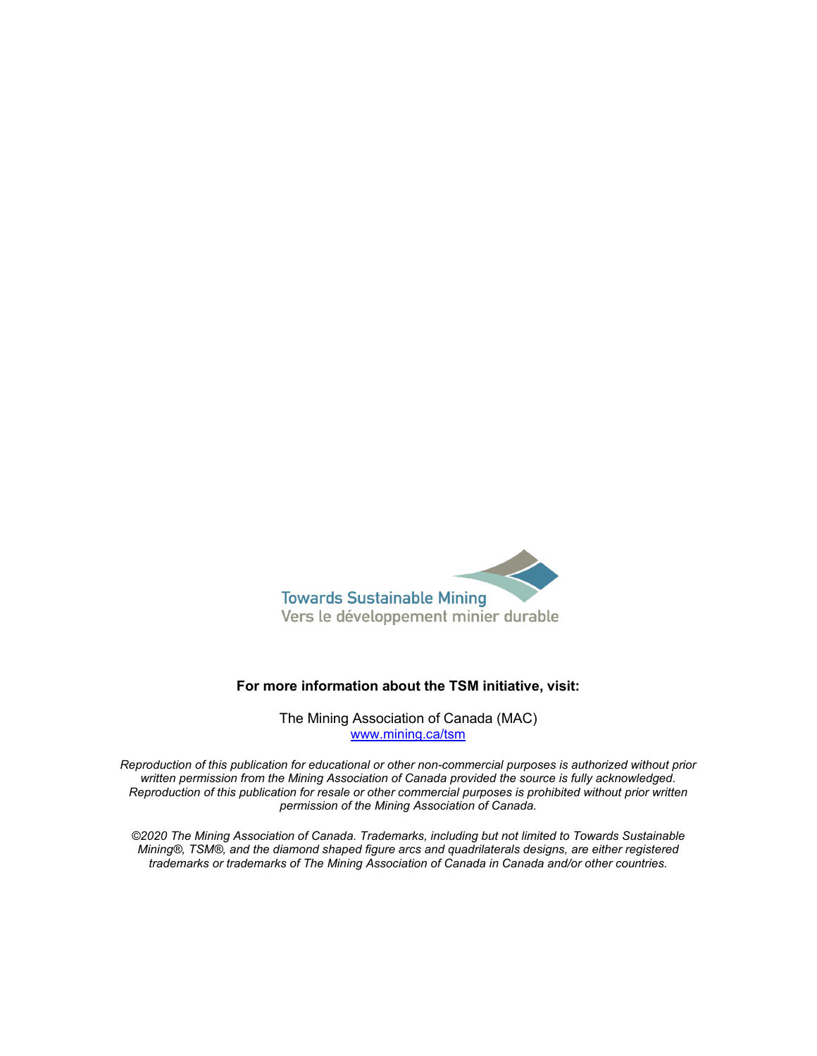Towards Sustainable Mining
Vers le développement minier durable

**For more information about the TSM initiative, visit:**

The Mining Association of Canada (MAC)
www.mining.ca/tsm

*Reproduction of this publication for educational or other non-commercial purposes is authorized without prior written permission from the Mining Association of Canada provided the source is fully acknowledged. Reproduction of this publication for resale or other commercial purposes is prohibited without prior written permission of the Mining Association of Canada.*

*©2020 The Mining Association of Canada. Trademarks, including but not limited to Towards Sustainable Mining®, TSM®, and the diamond shaped figure arcs and quadrilaterals designs, are either registered trademarks or trademarks of The Mining Association of Canada in Canada and/or other countries.*